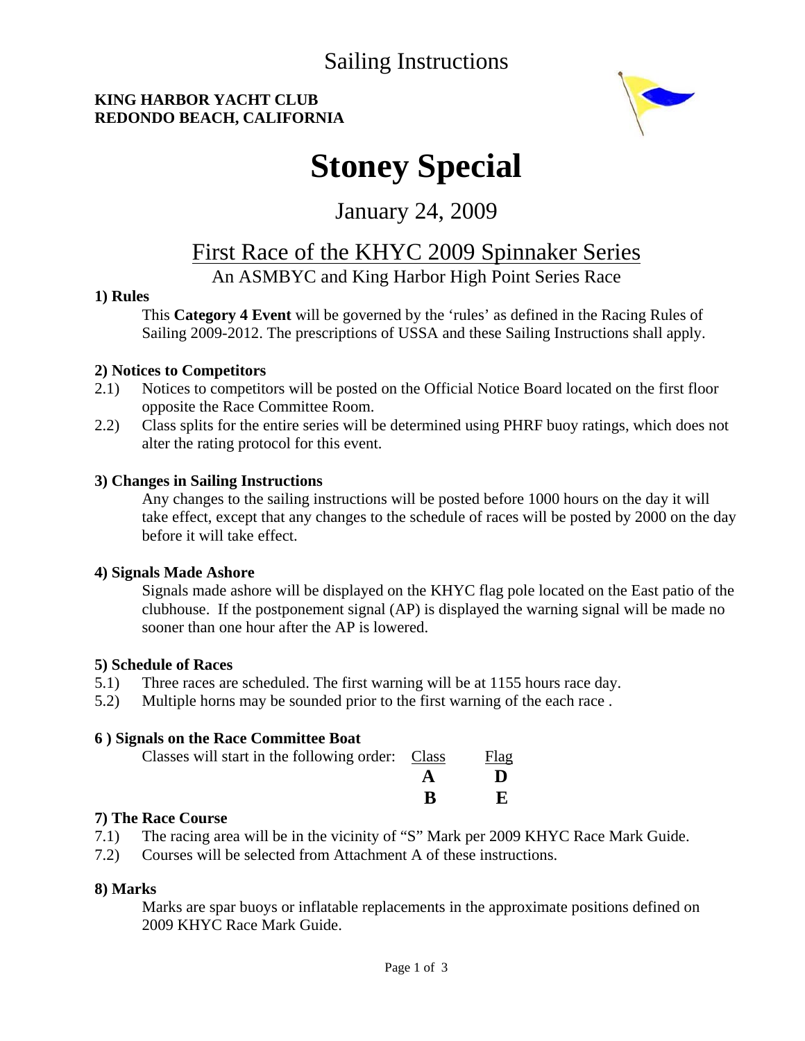# Sailing Instructions

**KING HARBOR YACHT CLUB**
**REDONDO BEACH, CALIFORNIA**

# Stoney Special

## January 24, 2009

## First Race of the KHYC 2009 Spinnaker Series

An ASMBYC and King Harbor High Point Series Race

**1) Rules**

This **Category 4 Event** will be governed by the 'rules' as defined in the Racing Rules of Sailing 2009-2012. The prescriptions of USSA and these Sailing Instructions shall apply.

**2) Notices to Competitors**

2.1) Notices to competitors will be posted on the Official Notice Board located on the first floor opposite the Race Committee Room.

2.2) Class splits for the entire series will be determined using PHRF buoy ratings, which does not alter the rating protocol for this event.

**3) Changes in Sailing Instructions**

Any changes to the sailing instructions will be posted before 1000 hours on the day it will take effect, except that any changes to the schedule of races will be posted by 2000 on the day before it will take effect.

**4) Signals Made Ashore**

Signals made ashore will be displayed on the KHYC flag pole located on the East patio of the clubhouse. If the postponement signal (AP) is displayed the warning signal will be made no sooner than one hour after the AP is lowered.

**5) Schedule of Races**

5.1) Three races are scheduled. The first warning will be at 1155 hours race day.

5.2) Multiple horns may be sounded prior to the first warning of the each race .

**6 ) Signals on the Race Committee Boat**

Classes will start in the following order:

| Class | Flag |
|---|---|
| **A** | **D** |
| **B** | **E** |

**7) The Race Course**

7.1) The racing area will be in the vicinity of "S" Mark per 2009 KHYC Race Mark Guide.

7.2) Courses will be selected from Attachment A of these instructions.

**8) Marks**

Marks are spar buoys or inflatable replacements in the approximate positions defined on 2009 KHYC Race Mark Guide.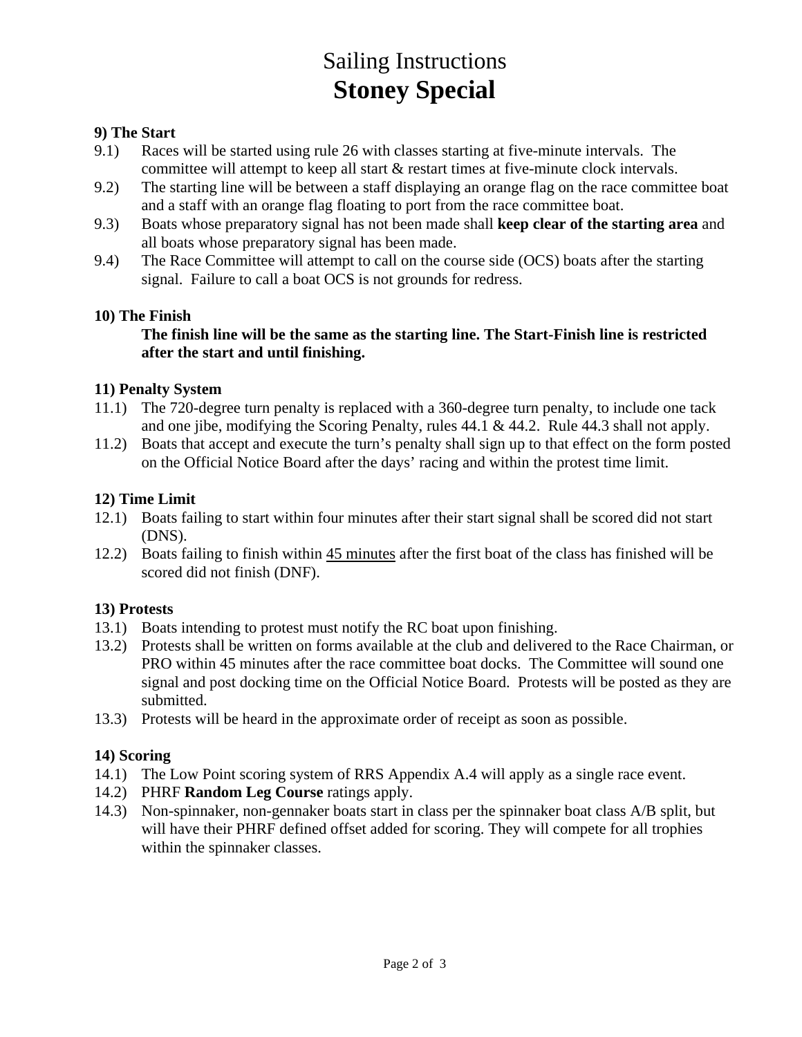# Sailing Instructions
# **Stoney Special**

### 9) The Start

9.1) Races will be started using rule 26 with classes starting at five-minute intervals. The committee will attempt to keep all start & restart times at five-minute clock intervals.

9.2) The starting line will be between a staff displaying an orange flag on the race committee boat and a staff with an orange flag floating to port from the race committee boat.

9.3) Boats whose preparatory signal has not been made shall **keep clear of the starting area** and all boats whose preparatory signal has been made.

9.4) The Race Committee will attempt to call on the course side (OCS) boats after the starting signal. Failure to call a boat OCS is not grounds for redress.

### 10) The Finish

**The finish line will be the same as the starting line. The Start-Finish line is restricted after the start and until finishing.**

### 11) Penalty System

11.1) The 720-degree turn penalty is replaced with a 360-degree turn penalty, to include one tack and one jibe, modifying the Scoring Penalty, rules 44.1 & 44.2. Rule 44.3 shall not apply.

11.2) Boats that accept and execute the turn's penalty shall sign up to that effect on the form posted on the Official Notice Board after the days' racing and within the protest time limit.

### 12) Time Limit

12.1) Boats failing to start within four minutes after their start signal shall be scored did not start (DNS).

12.2) Boats failing to finish within 45 minutes after the first boat of the class has finished will be scored did not finish (DNF).

### 13) Protests

13.1) Boats intending to protest must notify the RC boat upon finishing.

13.2) Protests shall be written on forms available at the club and delivered to the Race Chairman, or PRO within 45 minutes after the race committee boat docks. The Committee will sound one signal and post docking time on the Official Notice Board. Protests will be posted as they are submitted.

13.3) Protests will be heard in the approximate order of receipt as soon as possible.

### 14) Scoring

14.1) The Low Point scoring system of RRS Appendix A.4 will apply as a single race event.

14.2) PHRF **Random Leg Course** ratings apply.

14.3) Non-spinnaker, non-gennaker boats start in class per the spinnaker boat class A/B split, but will have their PHRF defined offset added for scoring. They will compete for all trophies within the spinnaker classes.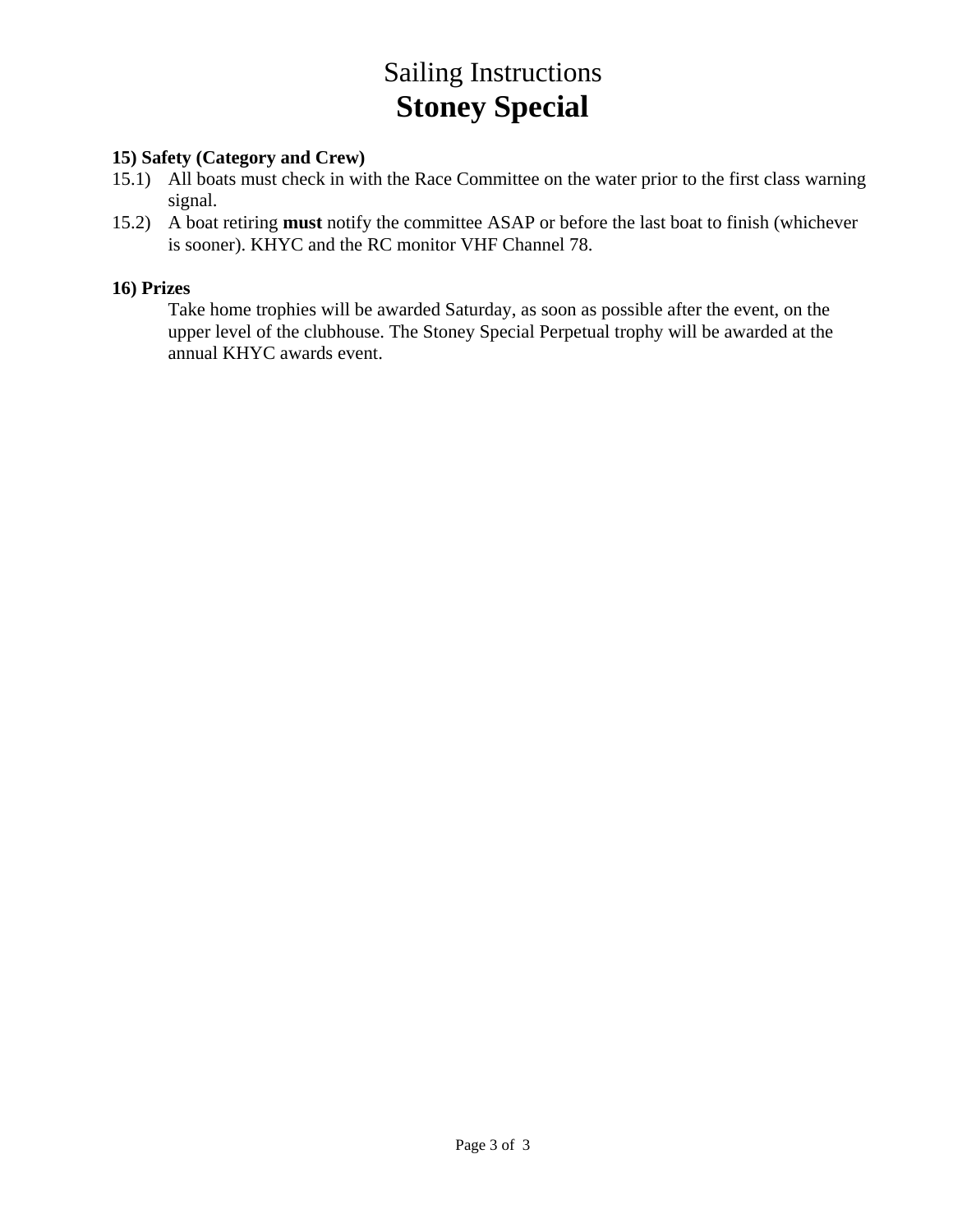# Sailing Instructions
# **Stoney Special**

**15) Safety (Category and Crew)**

15.1) All boats must check in with the Race Committee on the water prior to the first class warning signal.

15.2) A boat retiring **must** notify the committee ASAP or before the last boat to finish (whichever is sooner). KHYC and the RC monitor VHF Channel 78.

**16) Prizes**

Take home trophies will be awarded Saturday, as soon as possible after the event, on the upper level of the clubhouse. The Stoney Special Perpetual trophy will be awarded at the annual KHYC awards event.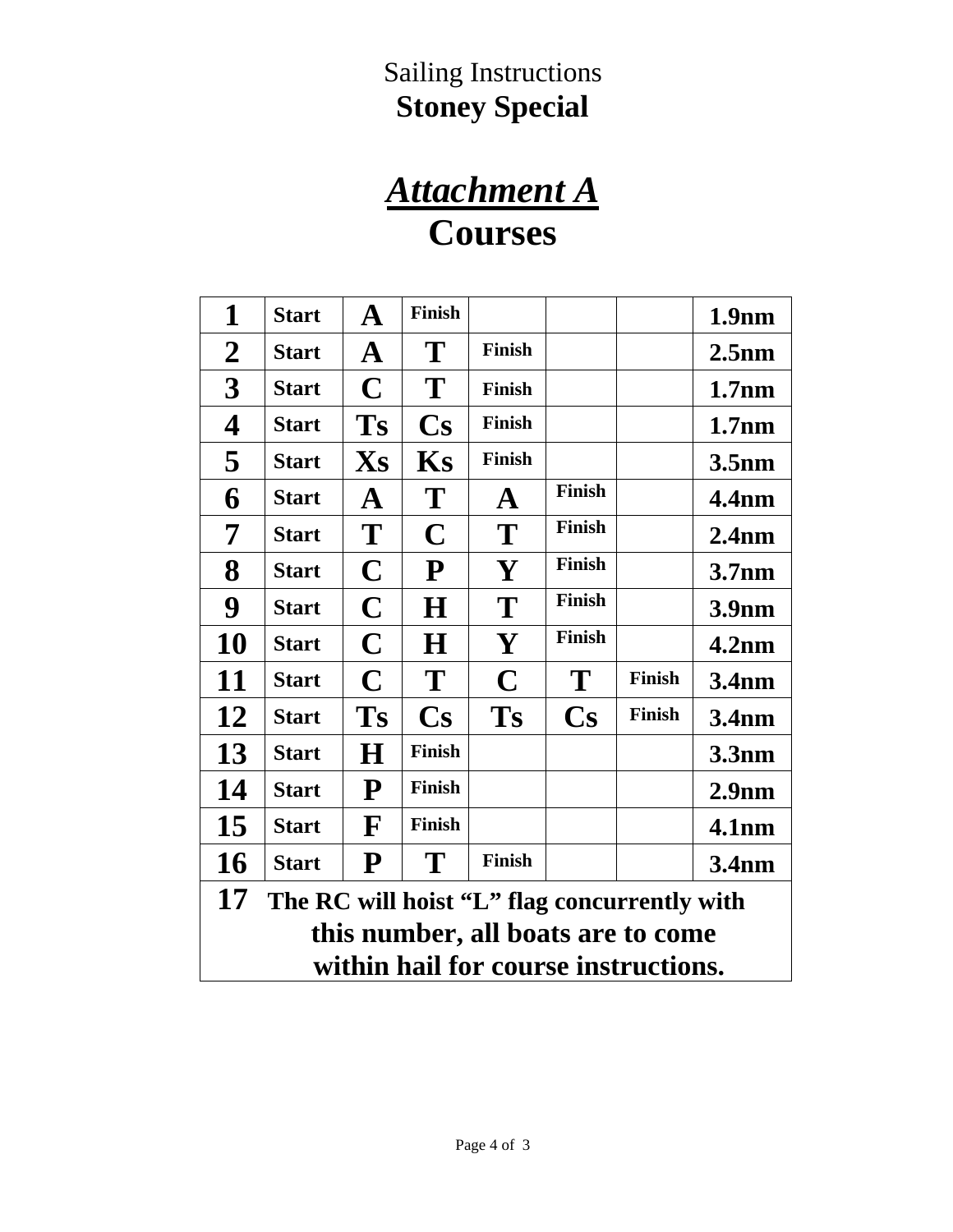Sailing Instructions

**Stoney Special**

# *Attachment A*

# Courses

| | | | | | | | |
|---|---|---|---|---|---|---|---|
| **1** | **Start** | **A** | **Finish** | | | | **1.9nm** |
| **2** | **Start** | **A** | **T** | **Finish** | | | **2.5nm** |
| **3** | **Start** | **C** | **T** | **Finish** | | | **1.7nm** |
| **4** | **Start** | **Ts** | **Cs** | **Finish** | | | **1.7nm** |
| **5** | **Start** | **Xs** | **Ks** | **Finish** | | | **3.5nm** |
| **6** | **Start** | **A** | **T** | **A** | **Finish** | | **4.4nm** |
| **7** | **Start** | **T** | **C** | **T** | **Finish** | | **2.4nm** |
| **8** | **Start** | **C** | **P** | **Y** | **Finish** | | **3.7nm** |
| **9** | **Start** | **C** | **H** | **T** | **Finish** | | **3.9nm** |
| **10** | **Start** | **C** | **H** | **Y** | **Finish** | | **4.2nm** |
| **11** | **Start** | **C** | **T** | **C** | **T** | **Finish** | **3.4nm** |
| **12** | **Start** | **Ts** | **Cs** | **Ts** | **Cs** | **Finish** | **3.4nm** |
| **13** | **Start** | **H** | **Finish** | | | | **3.3nm** |
| **14** | **Start** | **P** | **Finish** | | | | **2.9nm** |
| **15** | **Start** | **F** | **Finish** | | | | **4.1nm** |
| **16** | **Start** | **P** | **T** | **Finish** | | | **3.4nm** |
| **17** | **The RC will hoist "L" flag concurrently with this number, all boats are to come within hail for course instructions.** | | | | | | |